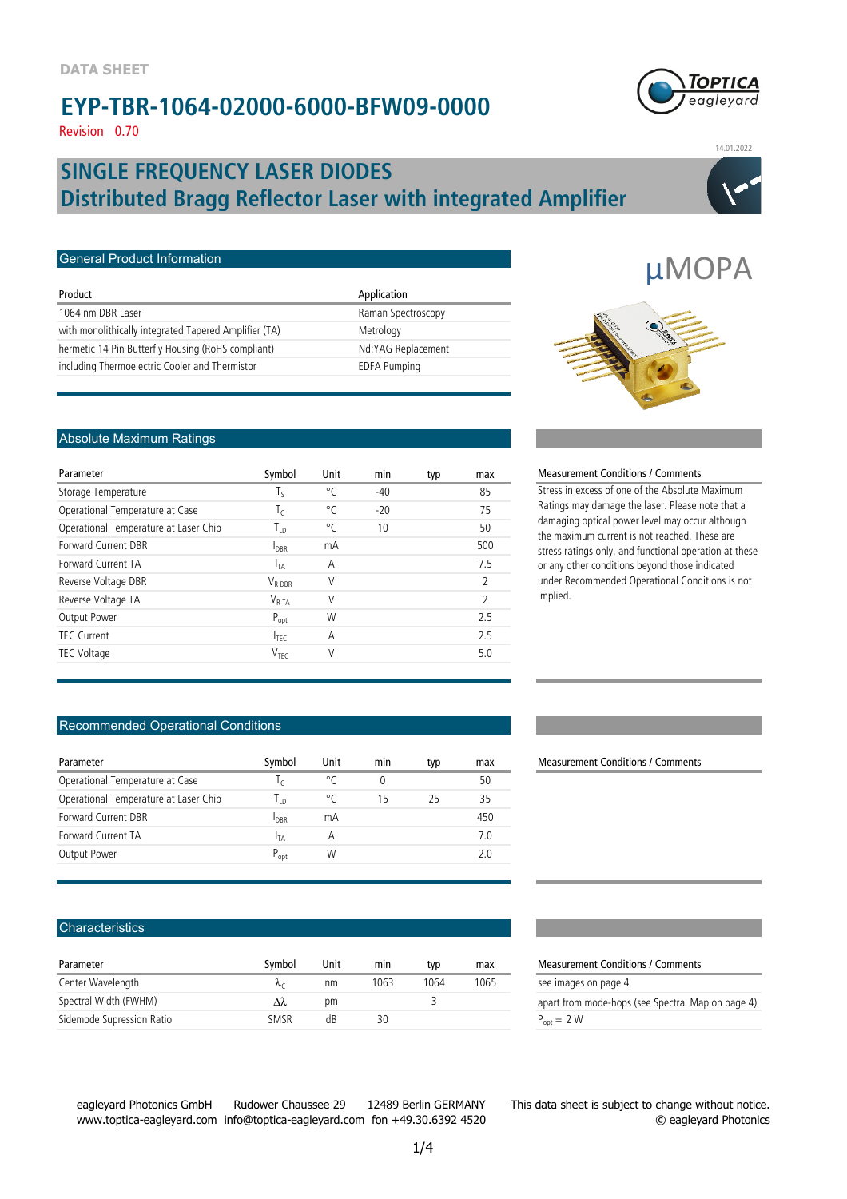DATA SHEET

# EYP-TBR-1064-02000-6000-BFW09-0000

Revision 0.70

14.01.2022

## SINGLE FREQUENCY LASER DIODES
## Distributed Bragg Reflector Laser with integrated Amplifier

µMOPA

### General Product Information

| Product | Application |
|---|---|
| 1064 nm DBR Laser | Raman Spectroscopy |
| with monolithically integrated Tapered Amplifier (TA) | Metrology |
| hermetic 14 Pin Butterfly Housing (RoHS compliant) | Nd:YAG Replacement |
| including Thermoelectric Cooler and Thermistor | EDFA Pumping |

### Absolute Maximum Ratings

| Parameter | Symbol | Unit | min | typ | max |
|---|---|---|---|---|---|
| Storage Temperature | $T_S$ | °C | -40 | | 85 |
| Operational Temperature at Case | $T_C$ | °C | -20 | | 75 |
| Operational Temperature at Laser Chip | $T_{LD}$ | °C | 10 | | 50 |
| Forward Current DBR | $I_{DBR}$ | mA | | | 500 |
| Forward Current TA | $I_{TA}$ | A | | | 7.5 |
| Reverse Voltage DBR | $V_{R\ DBR}$ | V | | | 2 |
| Reverse Voltage TA | $V_{R\ TA}$ | V | | | 2 |
| Output Power | $P_{opt}$ | W | | | 2.5 |
| TEC Current | $I_{TEC}$ | A | | | 2.5 |
| TEC Voltage | $V_{TEC}$ | V | | | 5.0 |

Measurement Conditions / Comments

Stress in excess of one of the Absolute Maximum Ratings may damage the laser. Please note that a damaging optical power level may occur although the maximum current is not reached. These are stress ratings only, and functional operation at these or any other conditions beyond those indicated under Recommended Operational Conditions is not implied.

### Recommended Operational Conditions

| Parameter | Symbol | Unit | min | typ | max |
|---|---|---|---|---|---|
| Operational Temperature at Case | $T_C$ | °C | 0 | | 50 |
| Operational Temperature at Laser Chip | $T_{LD}$ | °C | 15 | 25 | 35 |
| Forward Current DBR | $I_{DBR}$ | mA | | | 450 |
| Forward Current TA | $I_{TA}$ | A | | | 7.0 |
| Output Power | $P_{opt}$ | W | | | 2.0 |

Measurement Conditions / Comments

### Characteristics

| Parameter | Symbol | Unit | min | typ | max | Measurement Conditions / Comments |
|---|---|---|---|---|---|---|
| Center Wavelength | $\lambda_C$ | nm | 1063 | 1064 | 1065 | see images on page 4 |
| Spectral Width (FWHM) | $\Delta\lambda$ | pm | | 3 | | apart from mode-hops (see Spectral Map on page 4) |
| Sidemode Supression Ratio | SMSR | dB | 30 | | | $P_{opt}$ = 2 W |

eagleyard Photonics GmbH Rudower Chaussee 29 12489 Berlin GERMANY
www.toptica-eagleyard.com info@toptica-eagleyard.com fon +49.30.6392 4520

This data sheet is subject to change without notice.
© eagleyard Photonics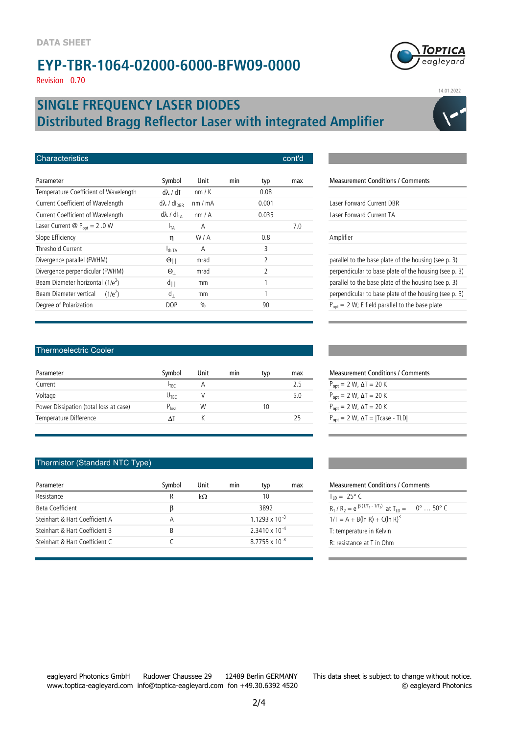DATA SHEET

# EYP-TBR-1064-02000-6000-BFW09-0000

Revision 0.70

14.01.2022

## SINGLE FREQUENCY LASER DIODES
## Distributed Bragg Reflector Laser with integrated Amplifier

### Characteristics (cont'd)

| Parameter | Symbol | Unit | min | typ | max | Measurement Conditions / Comments |
|---|---|---|---|---|---|---|
| Temperature Coefficient of Wavelength | $d\lambda / dT$ | nm / K | | 0.08 | | |
| Current Coefficient of Wavelength | $d\lambda / dI_{DBR}$ | nm / mA | | 0.001 | | Laser Forward Current DBR |
| Current Coefficient of Wavelength | $d\lambda / dI_{TA}$ | nm / A | | 0.035 | | Laser Forward Current TA |
| Laser Current @ $P_{opt}$ = 2 .0 W | $I_{TA}$ | A | | | 7.0 | |
| Slope Efficiency | $\eta$ | W / A | | 0.8 | | Amplifier |
| Threshold Current | $I_{th\ TA}$ | A | | 3 | | |
| Divergence parallel (FWHM) | $\Theta_{\|\|}$ | mrad | | 2 | | parallel to the base plate of the housing (see p. 3) |
| Divergence perpendicular (FWHM) | $\Theta_{\perp}$ | mrad | | 2 | | perpendicular to base plate of the housing (see p. 3) |
| Beam Diameter horizontal ($1/e^2$) | $d_{\|\|}$ | mm | | 1 | | parallel to the base plate of the housing (see p. 3) |
| Beam Diameter vertical ($1/e^2$) | $d_{\perp}$ | mm | | 1 | | perpendicular to base plate of the housing (see p. 3) |
| Degree of Polarization | DOP | % | | 90 | | $P_{opt}$ = 2 W; E field parallel to the base plate |

### Thermoelectric Cooler

| Parameter | Symbol | Unit | min | typ | max | Measurement Conditions / Comments |
|---|---|---|---|---|---|---|
| Current | $I_{TEC}$ | A | | | 2.5 | $P_{opt}$ = 2 W, $\Delta T$ = 20 K |
| Voltage | $U_{TEC}$ | V | | | 5.0 | $P_{opt}$ = 2 W, $\Delta T$ = 20 K |
| Power Dissipation (total loss at case) | $P_{loss}$ | W | | 10 | | $P_{opt}$ = 2 W, $\Delta T$ = 20 K |
| Temperature Difference | $\Delta T$ | K | | | 25 | $P_{opt}$ = 2 W, $\Delta T$ = \|Tcase - TLD\| |

### Thermistor (Standard NTC Type)

| Parameter | Symbol | Unit | min | typ | max | Measurement Conditions / Comments |
|---|---|---|---|---|---|---|
| Resistance | R | kΩ | | 10 | | $T_{LD}$ = 25° C |
| Beta Coefficient | $\beta$ | | | 3892 | | $R_1 / R_2 = e^{\beta (1/T_1 - 1/T_2)}$ at $T_{LD}$ = 0° … 50° C |
| Steinhart & Hart Coefficient A | A | | | $1.1293 \times 10^{-3}$ | | $1/T = A + B(\ln R) + C(\ln R)^3$ |
| Steinhart & Hart Coefficient B | B | | | $2.3410 \times 10^{-4}$ | | T: temperature in Kelvin |
| Steinhart & Hart Coefficient C | C | | | $8.7755 \times 10^{-8}$ | | R: resistance at T in Ohm |

eagleyard Photonics GmbH Rudower Chaussee 29 12489 Berlin GERMANY
www.toptica-eagleyard.com info@toptica-eagleyard.com fon +49.30.6392 4520

This data sheet is subject to change without notice.
© eagleyard Photonics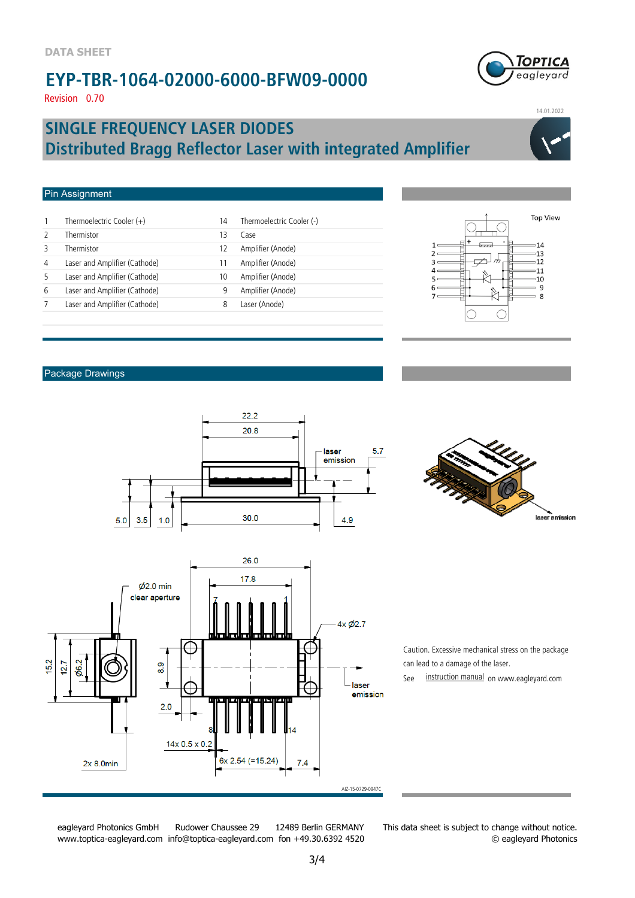DATA SHEET

# EYP-TBR-1064-02000-6000-BFW09-0000

Revision 0.70

14.01.2022

## SINGLE FREQUENCY LASER DIODES
## Distributed Bragg Reflector Laser with integrated Amplifier

### Pin Assignment

| | | | |
|---|---|---|---|
| 1 | Thermoelectric Cooler (+) | 14 | Thermoelectric Cooler (-) |
| 2 | Thermistor | 13 | Case |
| 3 | Thermistor | 12 | Amplifier (Anode) |
| 4 | Laser and Amplifier (Cathode) | 11 | Amplifier (Anode) |
| 5 | Laser and Amplifier (Cathode) | 10 | Amplifier (Anode) |
| 6 | Laser and Amplifier (Cathode) | 9 | Amplifier (Anode) |
| 7 | Laser and Amplifier (Cathode) | 8 | Laser (Anode) |

Top View

### Package Drawings

Caution. Excessive mechanical stress on the package can lead to a damage of the laser.

See instruction manual on www.eagleyard.com

eagleyard Photonics GmbH Rudower Chaussee 29 12489 Berlin GERMANY
www.toptica-eagleyard.com info@toptica-eagleyard.com fon +49.30.6392 4520

This data sheet is subject to change without notice.
© eagleyard Photonics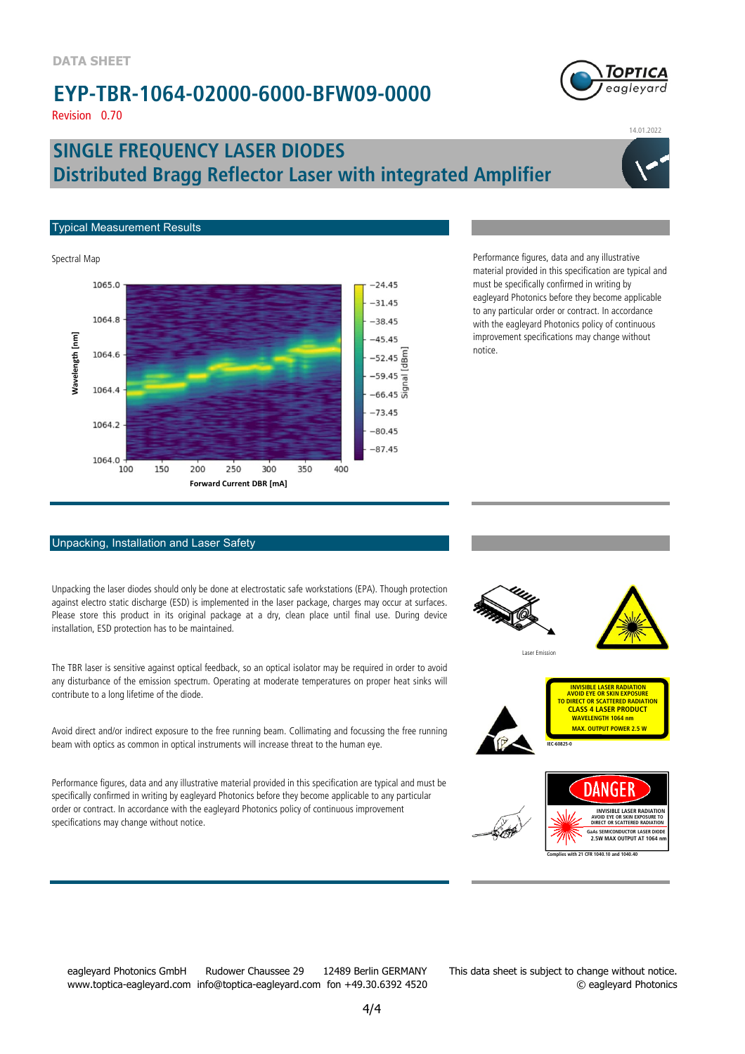DATA SHEET

# EYP-TBR-1064-02000-6000-BFW09-0000

Revision 0.70

14.01.2022

## SINGLE FREQUENCY LASER DIODES
## Distributed Bragg Reflector Laser with integrated Amplifier

### Typical Measurement Results

Spectral Map

Wavelength [nm]

1065.0
1064.8
1064.6
1064.4
1064.2
1064.0

100 150 200 250 300 350 400

Forward Current DBR [mA]

Signal [dBm]

−24.45
−31.45
−38.45
−45.45
−52.45
−59.45
−66.45
−73.45
−80.45
−87.45

Performance figures, data and any illustrative material provided in this specification are typical and must be specifically confirmed in writing by eagleyard Photonics before they become applicable to any particular order or contract. In accordance with the eagleyard Photonics policy of continuous improvement specifications may change without notice.

### Unpacking, Installation and Laser Safety

Unpacking the laser diodes should only be done at electrostatic safe workstations (EPA). Though protection against electro static discharge (ESD) is implemented in the laser package, charges may occur at surfaces. Please store this product in its original package at a dry, clean place until final use. During device installation, ESD protection has to be maintained.

The TBR laser is sensitive against optical feedback, so an optical isolator may be required in order to avoid any disturbance of the emission spectrum. Operating at moderate temperatures on proper heat sinks will contribute to a long lifetime of the diode.

Avoid direct and/or indirect exposure to the free running beam. Collimating and focussing the free running beam with optics as common in optical instruments will increase threat to the human eye.

Performance figures, data and any illustrative material provided in this specification are typical and must be specifically confirmed in writing by eagleyard Photonics before they become applicable to any particular order or contract. In accordance with the eagleyard Photonics policy of continuous improvement specifications may change without notice.

Laser Emission

INVISIBLE LASER RADIATION
AVOID EYE OR SKIN EXPOSURE
TO DIRECT OR SCATTERED RADIATION
CLASS 4 LASER PRODUCT
WAVELENGTH 1064 nm
MAX. OUTPUT POWER 2.5 W

IEC-60825-0

DANGER

INVISIBLE LASER RADIATION
AVOID EYE OR SKIN EXPOSURE TO DIRECT OR SCATTERED RADIATION
GaAs SEMICONDUCTOR LASER DIODE
2.5W MAX OUTPUT AT 1064 nm

Complies with 21 CFR 1040.10 and 1040.40

eagleyard Photonics GmbH Rudower Chaussee 29 12489 Berlin GERMANY
www.toptica-eagleyard.com info@toptica-eagleyard.com fon +49.30.6392 4520

This data sheet is subject to change without notice.
© eagleyard Photonics